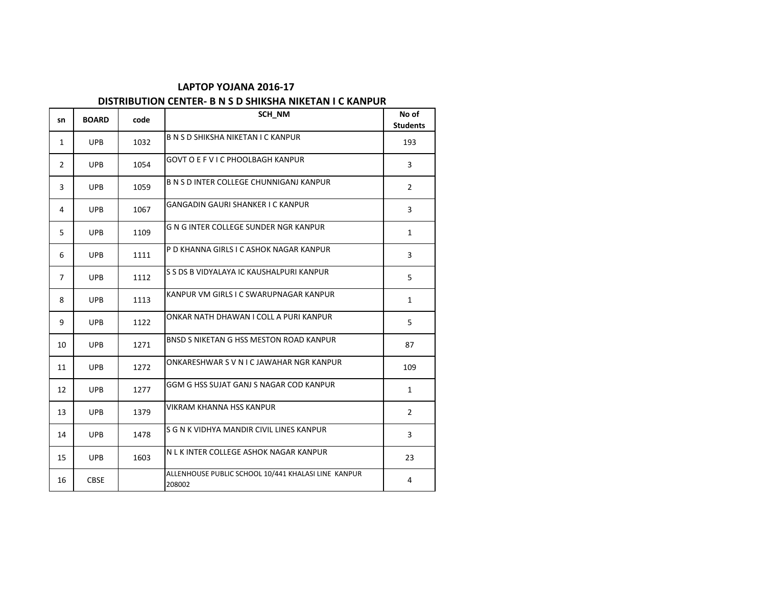# LAPTOP YOJANA 2016-17

## DISTRIBUTION CENTER- B N S D SHIKSHA NIKETAN I C KANPUR

| sn | BOARD | code | SCH_NM | No of Students |
|---|---|---|---|---|
| 1 | UPB | 1032 | B N S D SHIKSHA NIKETAN I C KANPUR | 193 |
| 2 | UPB | 1054 | GOVT O E F V I C PHOOLBAGH KANPUR | 3 |
| 3 | UPB | 1059 | B N S D INTER COLLEGE CHUNNIGANJ KANPUR | 2 |
| 4 | UPB | 1067 | GANGADIN GAURI SHANKER I C KANPUR | 3 |
| 5 | UPB | 1109 | G N G INTER COLLEGE SUNDER NGR KANPUR | 1 |
| 6 | UPB | 1111 | P D KHANNA GIRLS I C ASHOK NAGAR KANPUR | 3 |
| 7 | UPB | 1112 | S S DS B VIDYALAYA IC KAUSHALPURI KANPUR | 5 |
| 8 | UPB | 1113 | KANPUR VM GIRLS I C SWARUPNAGAR KANPUR | 1 |
| 9 | UPB | 1122 | ONKAR NATH DHAWAN I COLL A PURI KANPUR | 5 |
| 10 | UPB | 1271 | BNSD S NIKETAN G HSS MESTON ROAD KANPUR | 87 |
| 11 | UPB | 1272 | ONKARESHWAR S V N I C JAWAHAR NGR KANPUR | 109 |
| 12 | UPB | 1277 | GGM G HSS SUJAT GANJ S NAGAR COD KANPUR | 1 |
| 13 | UPB | 1379 | VIKRAM KHANNA HSS KANPUR | 2 |
| 14 | UPB | 1478 | S G N K VIDHYA MANDIR CIVIL LINES KANPUR | 3 |
| 15 | UPB | 1603 | N L K INTER COLLEGE ASHOK NAGAR KANPUR | 23 |
| 16 | CBSE | | ALLENHOUSE PUBLIC SCHOOL 10/441 KHALASI LINE KANPUR 208002 | 4 |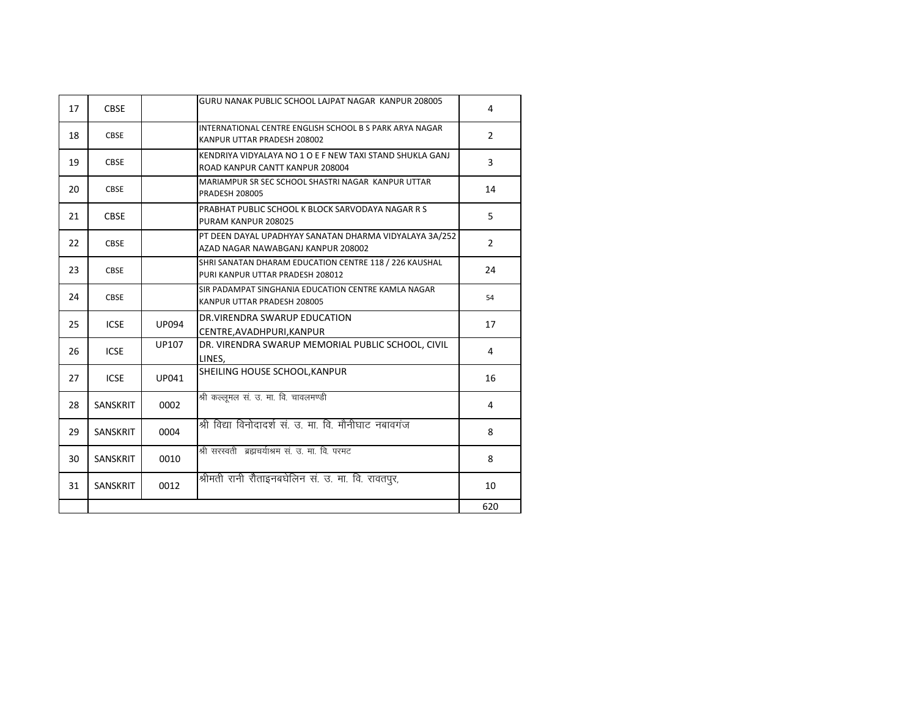| 17 | CBSE | | GURU NANAK PUBLIC SCHOOL LAJPAT NAGAR KANPUR 208005 | 4 |
|---|---|---|---|---|
| 18 | CBSE | | INTERNATIONAL CENTRE ENGLISH SCHOOL B S PARK ARYA NAGAR KANPUR UTTAR PRADESH 208002 | 2 |
| 19 | CBSE | | KENDRIYA VIDYALAYA NO 1 O E F NEW TAXI STAND SHUKLA GANJ ROAD KANPUR CANTT KANPUR 208004 | 3 |
| 20 | CBSE | | MARIAMPUR SR SEC SCHOOL SHASTRI NAGAR KANPUR UTTAR PRADESH 208005 | 14 |
| 21 | CBSE | | PRABHAT PUBLIC SCHOOL K BLOCK SARVODAYA NAGAR R S PURAM KANPUR 208025 | 5 |
| 22 | CBSE | | PT DEEN DAYAL UPADHYAY SANATAN DHARMA VIDYALAYA 3A/252 AZAD NAGAR NAWABGANJ KANPUR 208002 | 2 |
| 23 | CBSE | | SHRI SANATAN DHARAM EDUCATION CENTRE 118 / 226 KAUSHAL PURI KANPUR UTTAR PRADESH 208012 | 24 |
| 24 | CBSE | | SIR PADAMPAT SINGHANIA EDUCATION CENTRE KAMLA NAGAR KANPUR UTTAR PRADESH 208005 | 54 |
| 25 | ICSE | UP094 | DR.VIRENDRA SWARUP EDUCATION CENTRE,AVADHPURI,KANPUR | 17 |
| 26 | ICSE | UP107 | DR. VIRENDRA SWARUP MEMORIAL PUBLIC SCHOOL, CIVIL LINES, | 4 |
| 27 | ICSE | UP041 | SHEILING HOUSE SCHOOL,KANPUR | 16 |
| 28 | SANSKRIT | 0002 | श्री कल्लूमल सं. उ. मा. वि. चावलमण्डी | 4 |
| 29 | SANSKRIT | 0004 | श्री विद्या विनोदादर्श सं. उ. मा. वि. मौनीघाट नबावगंज | 8 |
| 30 | SANSKRIT | 0010 | श्री सरस्वती ब्रह्मचर्याश्रम सं. उ. मा. वि. परमट | 8 |
| 31 | SANSKRIT | 0012 | श्रीमती रानी रौताइनबघेलिन सं. उ. मा. वि. रावतपुर, | 10 |
| | | | | 620 |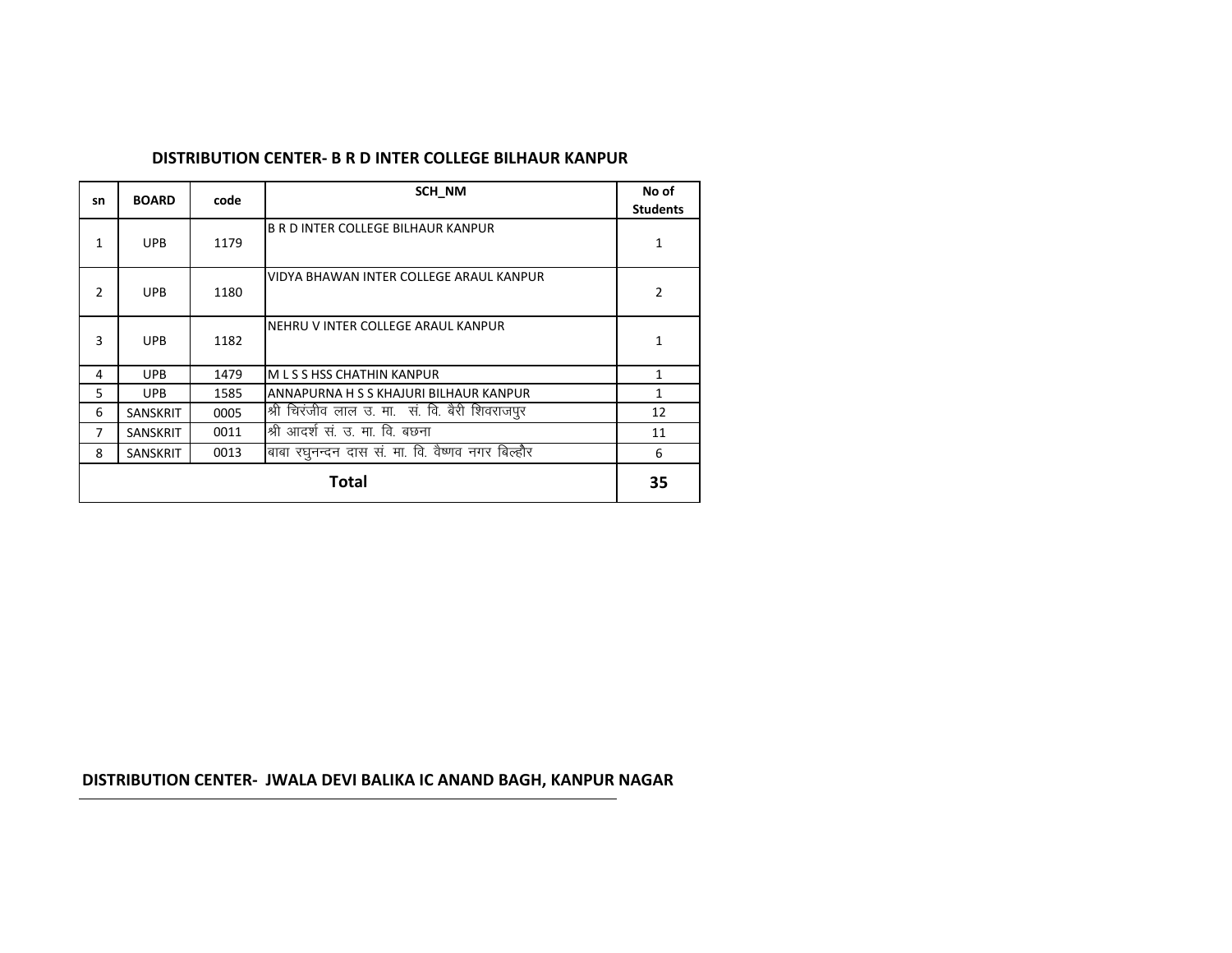### DISTRIBUTION CENTER- B R D INTER COLLEGE BILHAUR KANPUR

| sn | BOARD | code | SCH_NM | No of Students |
|---|---|---|---|---|
| 1 | UPB | 1179 | B R D INTER COLLEGE BILHAUR KANPUR | 1 |
| 2 | UPB | 1180 | VIDYA BHAWAN INTER COLLEGE ARAUL KANPUR | 2 |
| 3 | UPB | 1182 | NEHRU V INTER COLLEGE ARAUL KANPUR | 1 |
| 4 | UPB | 1479 | M L S S HSS CHATHIN KANPUR | 1 |
| 5 | UPB | 1585 | ANNAPURNA H S S KHAJURI BILHAUR KANPUR | 1 |
| 6 | SANSKRIT | 0005 | श्री चिरंजीव लाल उ. मा. सं. वि. बैरी शिवराजपुर | 12 |
| 7 | SANSKRIT | 0011 | श्री आदर्श सं. उ. मा. वि. बछना | 11 |
| 8 | SANSKRIT | 0013 | बाबा रघुनन्दन दास सं. मा. वि. वैष्णव नगर बिल्हौर | 6 |
| **Total** | | | | **35** |

### DISTRIBUTION CENTER- JWALA DEVI BALIKA IC ANAND BAGH, KANPUR NAGAR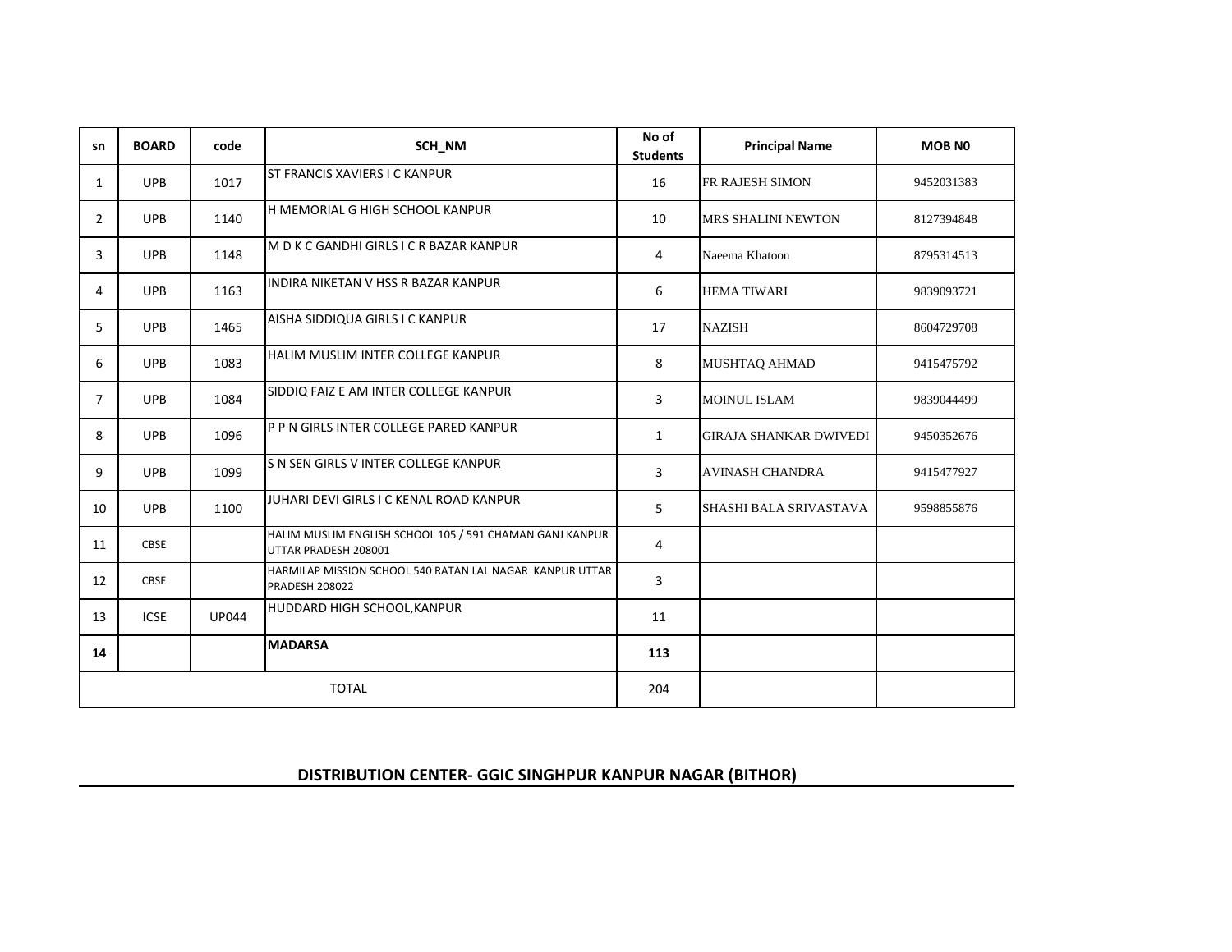| sn | BOARD | code | SCH_NM | No of Students | Principal Name | MOB N0 |
|---|---|---|---|---|---|---|
| 1 | UPB | 1017 | ST FRANCIS XAVIERS I C KANPUR | 16 | FR RAJESH SIMON | 9452031383 |
| 2 | UPB | 1140 | H MEMORIAL G HIGH SCHOOL KANPUR | 10 | MRS SHALINI NEWTON | 8127394848 |
| 3 | UPB | 1148 | M D K C GANDHI GIRLS I C R BAZAR KANPUR | 4 | Naeema Khatoon | 8795314513 |
| 4 | UPB | 1163 | INDIRA NIKETAN V HSS R BAZAR KANPUR | 6 | HEMA TIWARI | 9839093721 |
| 5 | UPB | 1465 | AISHA SIDDIQUA GIRLS I C KANPUR | 17 | NAZISH | 8604729708 |
| 6 | UPB | 1083 | HALIM MUSLIM INTER COLLEGE KANPUR | 8 | MUSHTAQ AHMAD | 9415475792 |
| 7 | UPB | 1084 | SIDDIQ FAIZ E AM INTER COLLEGE KANPUR | 3 | MOINUL ISLAM | 9839044499 |
| 8 | UPB | 1096 | P P N GIRLS INTER COLLEGE PARED KANPUR | 1 | GIRAJA SHANKAR DWIVEDI | 9450352676 |
| 9 | UPB | 1099 | S N SEN GIRLS V INTER COLLEGE KANPUR | 3 | AVINASH CHANDRA | 9415477927 |
| 10 | UPB | 1100 | JUHARI DEVI GIRLS I C KENAL ROAD KANPUR | 5 | SHASHI BALA SRIVASTAVA | 9598855876 |
| 11 | CBSE | | HALIM MUSLIM ENGLISH SCHOOL 105 / 591 CHAMAN GANJ KANPUR UTTAR PRADESH 208001 | 4 | | |
| 12 | CBSE | | HARMILAP MISSION SCHOOL 540 RATAN LAL NAGAR KANPUR UTTAR PRADESH 208022 | 3 | | |
| 13 | ICSE | UP044 | HUDDARD HIGH SCHOOL,KANPUR | 11 | | |
| **14** | | | **MADARSA** | **113** | | |
| TOTAL | | | | 204 | | |

**DISTRIBUTION CENTER- GGIC SINGHPUR KANPUR NAGAR (BITHOR)**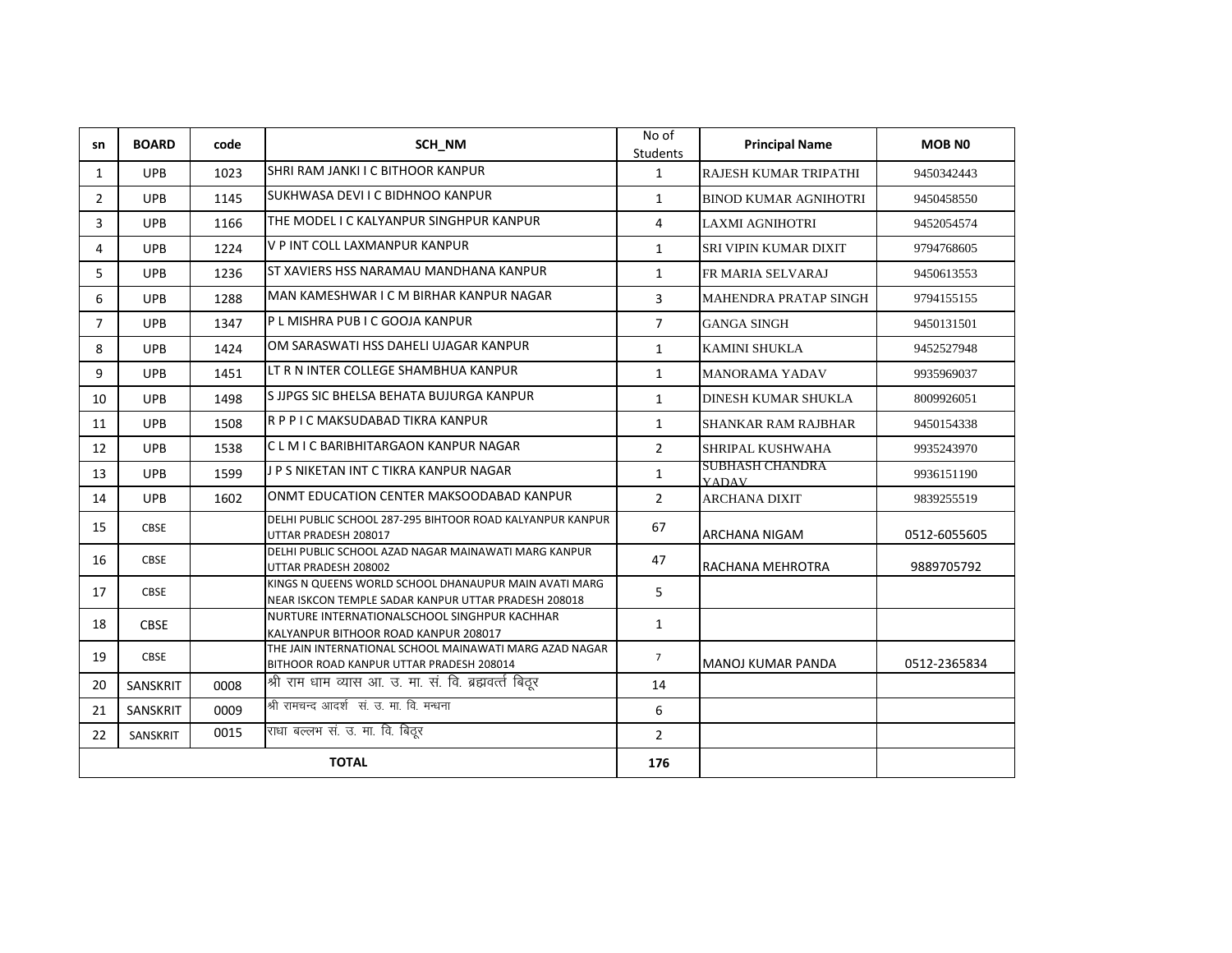| sn | BOARD | code | SCH_NM | No of Students | Principal Name | MOB N0 |
|---|---|---|---|---|---|---|
| 1 | UPB | 1023 | SHRI RAM JANKI I C BITHOOR KANPUR | 1 | RAJESH KUMAR TRIPATHI | 9450342443 |
| 2 | UPB | 1145 | SUKHWASA DEVI I C BIDHNOO KANPUR | 1 | BINOD KUMAR AGNIHOTRI | 9450458550 |
| 3 | UPB | 1166 | THE MODEL I C KALYANPUR SINGHPUR KANPUR | 4 | LAXMI AGNIHOTRI | 9452054574 |
| 4 | UPB | 1224 | V P INT COLL LAXMANPUR KANPUR | 1 | SRI VIPIN KUMAR DIXIT | 9794768605 |
| 5 | UPB | 1236 | ST XAVIERS HSS NARAMAU MANDHANA KANPUR | 1 | FR MARIA SELVARAJ | 9450613553 |
| 6 | UPB | 1288 | MAN KAMESHWAR I C M BIRHAR KANPUR NAGAR | 3 | MAHENDRA PRATAP SINGH | 9794155155 |
| 7 | UPB | 1347 | P L MISHRA PUB I C GOOJA KANPUR | 7 | GANGA SINGH | 9450131501 |
| 8 | UPB | 1424 | OM SARASWATI HSS DAHELI UJAGAR KANPUR | 1 | KAMINI SHUKLA | 9452527948 |
| 9 | UPB | 1451 | LT R N INTER COLLEGE SHAMBHUA KANPUR | 1 | MANORAMA YADAV | 9935969037 |
| 10 | UPB | 1498 | S JJPGS SIC BHELSA BEHATA BUJURGA KANPUR | 1 | DINESH KUMAR SHUKLA | 8009926051 |
| 11 | UPB | 1508 | R P P I C MAKSUDABAD TIKRA KANPUR | 1 | SHANKAR RAM RAJBHAR | 9450154338 |
| 12 | UPB | 1538 | C L M I C BARIBHITARGAON KANPUR NAGAR | 2 | SHRIPAL KUSHWAHA | 9935243970 |
| 13 | UPB | 1599 | J P S NIKETAN INT C TIKRA KANPUR NAGAR | 1 | SUBHASH CHANDRA YADAV | 9936151190 |
| 14 | UPB | 1602 | ONMT EDUCATION CENTER MAKSOODABAD KANPUR | 2 | ARCHANA DIXIT | 9839255519 |
| 15 | CBSE | | DELHI PUBLIC SCHOOL 287-295 BIHTOOR ROAD KALYANPUR KANPUR UTTAR PRADESH 208017 | 67 | ARCHANA NIGAM | 0512-6055605 |
| 16 | CBSE | | DELHI PUBLIC SCHOOL AZAD NAGAR MAINAWATI MARG KANPUR UTTAR PRADESH 208002 | 47 | RACHANA MEHROTRA | 9889705792 |
| 17 | CBSE | | KINGS N QUEENS WORLD SCHOOL DHANAUPUR MAIN AVATI MARG NEAR ISKCON TEMPLE SADAR KANPUR UTTAR PRADESH 208018 | 5 | | |
| 18 | CBSE | | NURTURE INTERNATIONALSCHOOL SINGHPUR KACHHAR KALYANPUR BITHOOR ROAD KANPUR 208017 | 1 | | |
| 19 | CBSE | | THE JAIN INTERNATIONAL SCHOOL MAINAWATI MARG AZAD NAGAR BITHOOR ROAD KANPUR UTTAR PRADESH 208014 | 7 | MANOJ KUMAR PANDA | 0512-2365834 |
| 20 | SANSKRIT | 0008 | श्री राम धाम व्यास आ. उ. मा. सं. वि. ब्रह्मवर्त्त बिठूर | 14 | | |
| 21 | SANSKRIT | 0009 | श्री रामचन्द आदर्श सं. उ. मा. वि. मन्धना | 6 | | |
| 22 | SANSKRIT | 0015 | राधा बल्लभ सं. उ. मा. वि. बिठूर | 2 | | |
| **TOTAL** | | | | **176** | | |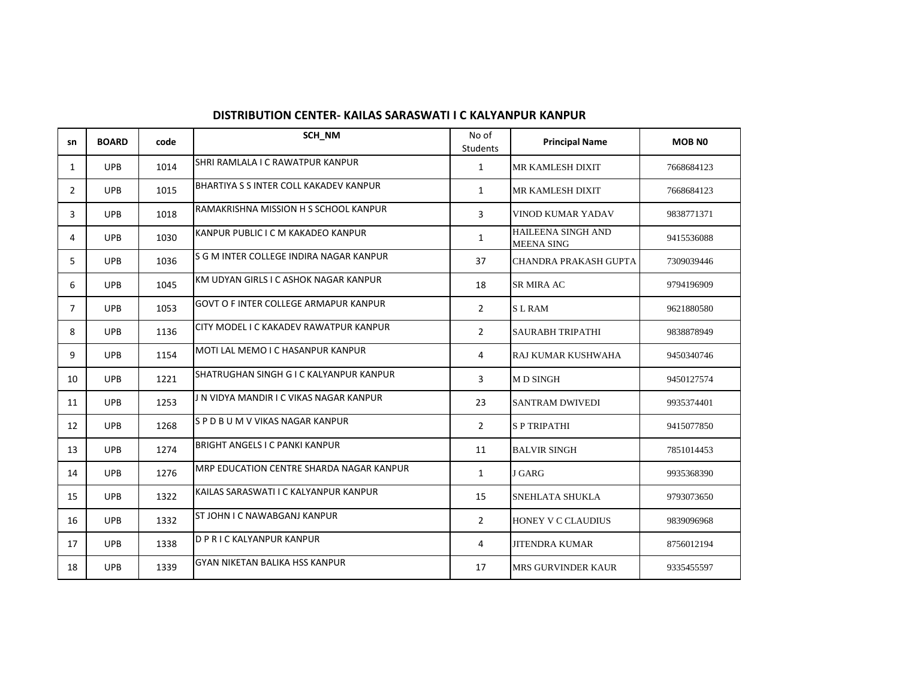## DISTRIBUTION CENTER- KAILAS SARASWATI I C KALYANPUR KANPUR

| sn | BOARD | code | SCH_NM | No of Students | Principal Name | MOB N0 |
|---|---|---|---|---|---|---|
| 1 | UPB | 1014 | SHRI RAMLALA I C RAWATPUR KANPUR | 1 | MR KAMLESH DIXIT | 7668684123 |
| 2 | UPB | 1015 | BHARTIYA S S INTER COLL KAKADEV KANPUR | 1 | MR KAMLESH DIXIT | 7668684123 |
| 3 | UPB | 1018 | RAMAKRISHNA MISSION H S SCHOOL KANPUR | 3 | VINOD KUMAR YADAV | 9838771371 |
| 4 | UPB | 1030 | KANPUR PUBLIC I C M KAKADEO KANPUR | 1 | HAILEENA SINGH AND MEENA SING | 9415536088 |
| 5 | UPB | 1036 | S G M INTER COLLEGE INDIRA NAGAR KANPUR | 37 | CHANDRA PRAKASH GUPTA | 7309039446 |
| 6 | UPB | 1045 | KM UDYAN GIRLS I C ASHOK NAGAR KANPUR | 18 | SR MIRA AC | 9794196909 |
| 7 | UPB | 1053 | GOVT O F INTER COLLEGE ARMAPUR KANPUR | 2 | S L RAM | 9621880580 |
| 8 | UPB | 1136 | CITY MODEL I C KAKADEV RAWATPUR KANPUR | 2 | SAURABH TRIPATHI | 9838878949 |
| 9 | UPB | 1154 | MOTI LAL MEMO I C HASANPUR KANPUR | 4 | RAJ KUMAR KUSHWAHA | 9450340746 |
| 10 | UPB | 1221 | SHATRUGHAN SINGH G I C KALYANPUR KANPUR | 3 | M D SINGH | 9450127574 |
| 11 | UPB | 1253 | J N VIDYA MANDIR I C VIKAS NAGAR KANPUR | 23 | SANTRAM DWIVEDI | 9935374401 |
| 12 | UPB | 1268 | S P D B U M V VIKAS NAGAR KANPUR | 2 | S P TRIPATHI | 9415077850 |
| 13 | UPB | 1274 | BRIGHT ANGELS I C PANKI KANPUR | 11 | BALVIR SINGH | 7851014453 |
| 14 | UPB | 1276 | MRP EDUCATION CENTRE SHARDA NAGAR KANPUR | 1 | J GARG | 9935368390 |
| 15 | UPB | 1322 | KAILAS SARASWATI I C KALYANPUR KANPUR | 15 | SNEHLATA SHUKLA | 9793073650 |
| 16 | UPB | 1332 | ST JOHN I C NAWABGANJ KANPUR | 2 | HONEY V C CLAUDIUS | 9839096968 |
| 17 | UPB | 1338 | D P R I C KALYANPUR KANPUR | 4 | JITENDRA KUMAR | 8756012194 |
| 18 | UPB | 1339 | GYAN NIKETAN BALIKA HSS KANPUR | 17 | MRS GURVINDER KAUR | 9335455597 |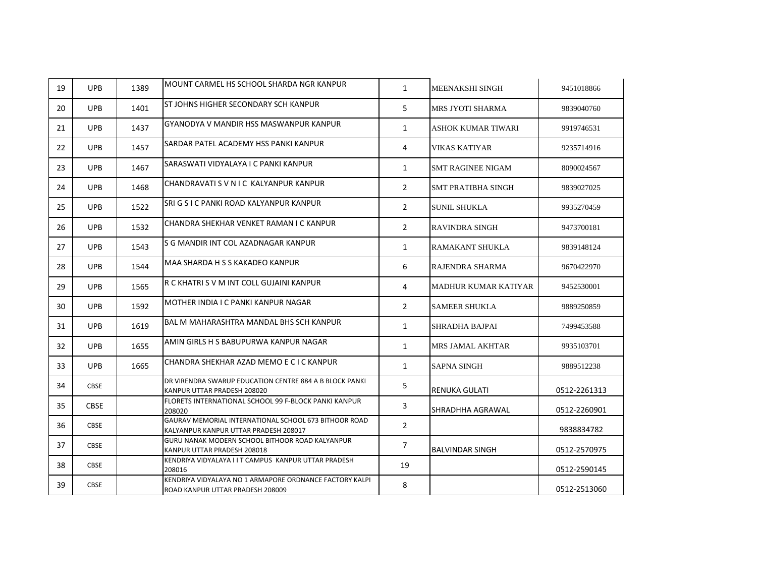| | | | | | | |
|---|---|---|---|---|---|---|
| 19 | UPB | 1389 | MOUNT CARMEL HS SCHOOL SHARDA NGR KANPUR | 1 | MEENAKSHI SINGH | 9451018866 |
| 20 | UPB | 1401 | ST JOHNS HIGHER SECONDARY SCH KANPUR | 5 | MRS JYOTI SHARMA | 9839040760 |
| 21 | UPB | 1437 | GYANODYA V MANDIR HSS MASWANPUR KANPUR | 1 | ASHOK KUMAR TIWARI | 9919746531 |
| 22 | UPB | 1457 | SARDAR PATEL ACADEMY HSS PANKI KANPUR | 4 | VIKAS KATIYAR | 9235714916 |
| 23 | UPB | 1467 | SARASWATI VIDYALAYA I C PANKI KANPUR | 1 | SMT RAGINEE NIGAM | 8090024567 |
| 24 | UPB | 1468 | CHANDRAVATI S V N I C KALYANPUR KANPUR | 2 | SMT PRATIBHA SINGH | 9839027025 |
| 25 | UPB | 1522 | SRI G S I C PANKI ROAD KALYANPUR KANPUR | 2 | SUNIL SHUKLA | 9935270459 |
| 26 | UPB | 1532 | CHANDRA SHEKHAR VENKET RAMAN I C KANPUR | 2 | RAVINDRA SINGH | 9473700181 |
| 27 | UPB | 1543 | S G MANDIR INT COL AZADNAGAR KANPUR | 1 | RAMAKANT SHUKLA | 9839148124 |
| 28 | UPB | 1544 | MAA SHARDA H S S KAKADEO KANPUR | 6 | RAJENDRA SHARMA | 9670422970 |
| 29 | UPB | 1565 | R C KHATRI S V M INT COLL GUJAINI KANPUR | 4 | MADHUR KUMAR KATIYAR | 9452530001 |
| 30 | UPB | 1592 | MOTHER INDIA I C PANKI KANPUR NAGAR | 2 | SAMEER SHUKLA | 9889250859 |
| 31 | UPB | 1619 | BAL M MAHARASHTRA MANDAL BHS SCH KANPUR | 1 | SHRADHA BAJPAI | 7499453588 |
| 32 | UPB | 1655 | AMIN GIRLS H S BABUPURWA KANPUR NAGAR | 1 | MRS JAMAL AKHTAR | 9935103701 |
| 33 | UPB | 1665 | CHANDRA SHEKHAR AZAD MEMO E C I C KANPUR | 1 | SAPNA SINGH | 9889512238 |
| 34 | CBSE | | DR VIRENDRA SWARUP EDUCATION CENTRE 884 A B BLOCK PANKI KANPUR UTTAR PRADESH 208020 | 5 | RENUKA GULATI | 0512-2261313 |
| 35 | CBSE | | FLORETS INTERNATIONAL SCHOOL 99 F-BLOCK PANKI KANPUR 208020 | 3 | SHRADHHA AGRAWAL | 0512-2260901 |
| 36 | CBSE | | GAURAV MEMORIAL INTERNATIONAL SCHOOL 673 BITHOOR ROAD KALYANPUR KANPUR UTTAR PRADESH 208017 | 2 | | 9838834782 |
| 37 | CBSE | | GURU NANAK MODERN SCHOOL BITHOOR ROAD KALYANPUR KANPUR UTTAR PRADESH 208018 | 7 | BALVINDAR SINGH | 0512-2570975 |
| 38 | CBSE | | KENDRIYA VIDYALAYA I I T CAMPUS KANPUR UTTAR PRADESH 208016 | 19 | | 0512-2590145 |
| 39 | CBSE | | KENDRIYA VIDYALAYA NO 1 ARMAPORE ORDNANCE FACTORY KALPI ROAD KANPUR UTTAR PRADESH 208009 | 8 | | 0512-2513060 |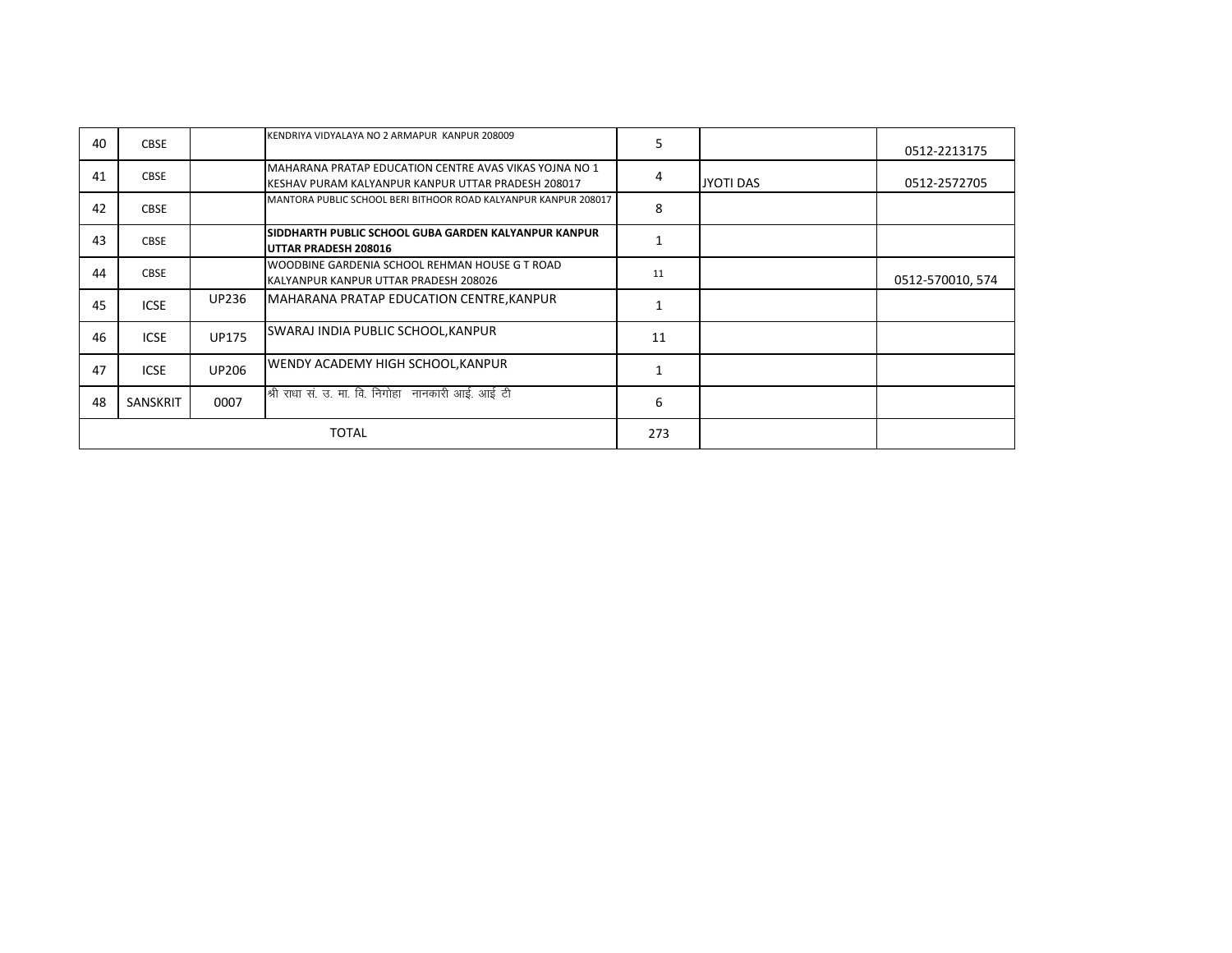| | | | | | | |
|---|---|---|---|---|---|---|
| 40 | CBSE | | KENDRIYA VIDYALAYA NO 2 ARMAPUR KANPUR 208009 | 5 | | 0512-2213175 |
| 41 | CBSE | | MAHARANA PRATAP EDUCATION CENTRE AVAS VIKAS YOJNA NO 1 KESHAV PURAM KALYANPUR KANPUR UTTAR PRADESH 208017 | 4 | JYOTI DAS | 0512-2572705 |
| 42 | CBSE | | MANTORA PUBLIC SCHOOL BERI BITHOOR ROAD KALYANPUR KANPUR 208017 | 8 | | |
| 43 | CBSE | | **SIDDHARTH PUBLIC SCHOOL GUBA GARDEN KALYANPUR KANPUR UTTAR PRADESH 208016** | 1 | | |
| 44 | CBSE | | WOODBINE GARDENIA SCHOOL REHMAN HOUSE G T ROAD KALYANPUR KANPUR UTTAR PRADESH 208026 | 11 | | 0512-570010, 574 |
| 45 | ICSE | UP236 | MAHARANA PRATAP EDUCATION CENTRE,KANPUR | 1 | | |
| 46 | ICSE | UP175 | SWARAJ INDIA PUBLIC SCHOOL,KANPUR | 11 | | |
| 47 | ICSE | UP206 | WENDY ACADEMY HIGH SCHOOL,KANPUR | 1 | | |
| 48 | SANSKRIT | 0007 | श्री राधा सं. उ. मा. वि. निगोहा नानकारी आई. आई टी | 6 | | |
| TOTAL | | | | 273 | | |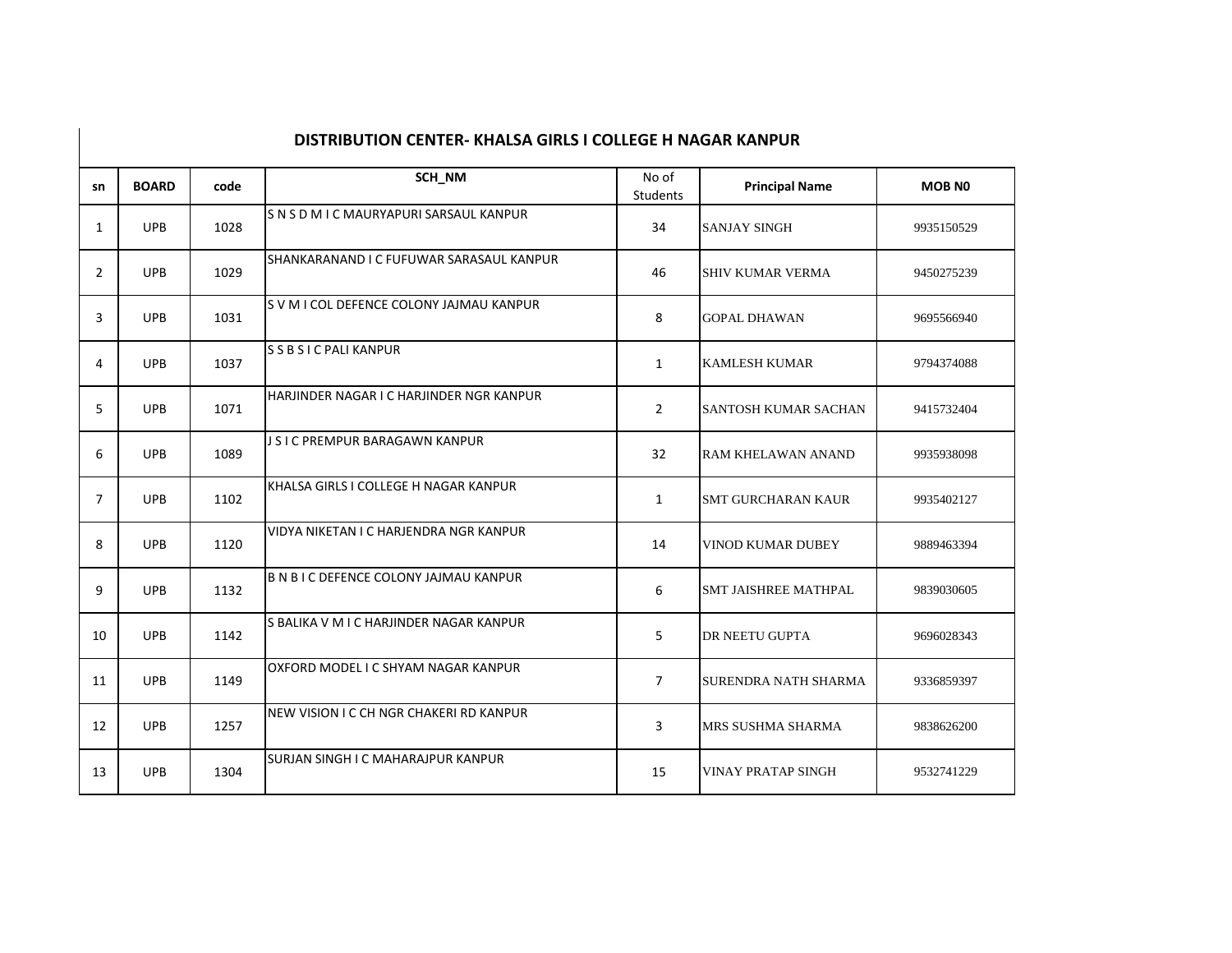## DISTRIBUTION CENTER- KHALSA GIRLS I COLLEGE H NAGAR KANPUR

| sn | BOARD | code | SCH_NM | No of Students | Principal Name | MOB N0 |
|---|---|---|---|---|---|---|
| 1 | UPB | 1028 | S N S D M I C MAURYAPURI SARSAUL KANPUR | 34 | SANJAY SINGH | 9935150529 |
| 2 | UPB | 1029 | SHANKARANAND I C FUFUWAR SARASAUL KANPUR | 46 | SHIV KUMAR VERMA | 9450275239 |
| 3 | UPB | 1031 | S V M I COL DEFENCE COLONY JAJMAU KANPUR | 8 | GOPAL DHAWAN | 9695566940 |
| 4 | UPB | 1037 | S S B S I C PALI KANPUR | 1 | KAMLESH KUMAR | 9794374088 |
| 5 | UPB | 1071 | HARJINDER NAGAR I C HARJINDER NGR KANPUR | 2 | SANTOSH KUMAR SACHAN | 9415732404 |
| 6 | UPB | 1089 | J S I C PREMPUR BARAGAWN KANPUR | 32 | RAM KHELAWAN ANAND | 9935938098 |
| 7 | UPB | 1102 | KHALSA GIRLS I COLLEGE H NAGAR KANPUR | 1 | SMT GURCHARAN KAUR | 9935402127 |
| 8 | UPB | 1120 | VIDYA NIKETAN I C HARJENDRA NGR KANPUR | 14 | VINOD KUMAR DUBEY | 9889463394 |
| 9 | UPB | 1132 | B N B I C DEFENCE COLONY JAJMAU KANPUR | 6 | SMT JAISHREE MATHPAL | 9839030605 |
| 10 | UPB | 1142 | S BALIKA V M I C HARJINDER NAGAR KANPUR | 5 | DR NEETU GUPTA | 9696028343 |
| 11 | UPB | 1149 | OXFORD MODEL I C SHYAM NAGAR KANPUR | 7 | SURENDRA NATH SHARMA | 9336859397 |
| 12 | UPB | 1257 | NEW VISION I C CH NGR CHAKERI RD KANPUR | 3 | MRS SUSHMA SHARMA | 9838626200 |
| 13 | UPB | 1304 | SURJAN SINGH I C MAHARAJPUR KANPUR | 15 | VINAY PRATAP SINGH | 9532741229 |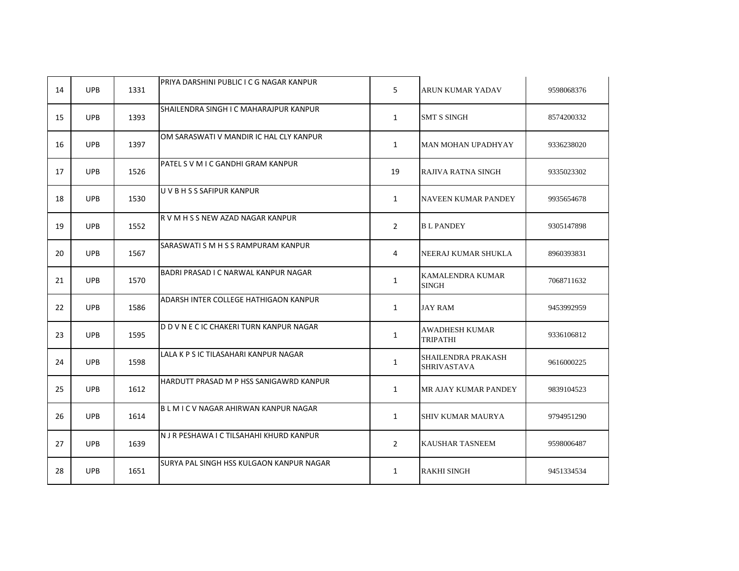| | | | | | | |
|---|---|---|---|---|---|---|
| 14 | UPB | 1331 | PRIYA DARSHINI PUBLIC I C G NAGAR KANPUR | 5 | ARUN KUMAR YADAV | 9598068376 |
| 15 | UPB | 1393 | SHAILENDRA SINGH I C MAHARAJPUR KANPUR | 1 | SMT S SINGH | 8574200332 |
| 16 | UPB | 1397 | OM SARASWATI V MANDIR IC HAL CLY KANPUR | 1 | MAN MOHAN UPADHYAY | 9336238020 |
| 17 | UPB | 1526 | PATEL S V M I C GANDHI GRAM KANPUR | 19 | RAJIVA RATNA SINGH | 9335023302 |
| 18 | UPB | 1530 | U V B H S S SAFIPUR KANPUR | 1 | NAVEEN KUMAR PANDEY | 9935654678 |
| 19 | UPB | 1552 | R V M H S S NEW AZAD NAGAR KANPUR | 2 | B L PANDEY | 9305147898 |
| 20 | UPB | 1567 | SARASWATI S M H S S RAMPURAM KANPUR | 4 | NEERAJ KUMAR SHUKLA | 8960393831 |
| 21 | UPB | 1570 | BADRI PRASAD I C NARWAL KANPUR NAGAR | 1 | KAMALENDRA KUMAR SINGH | 7068711632 |
| 22 | UPB | 1586 | ADARSH INTER COLLEGE HATHIGAON KANPUR | 1 | JAY RAM | 9453992959 |
| 23 | UPB | 1595 | D D V N E C IC CHAKERI TURN KANPUR NAGAR | 1 | AWADHESH KUMAR TRIPATHI | 9336106812 |
| 24 | UPB | 1598 | LALA K P S IC TILASAHARI KANPUR NAGAR | 1 | SHAILENDRA PRAKASH SHRIVASTAVA | 9616000225 |
| 25 | UPB | 1612 | HARDUTT PRASAD M P HSS SANIGAWRD KANPUR | 1 | MR AJAY KUMAR PANDEY | 9839104523 |
| 26 | UPB | 1614 | B L M I C V NAGAR AHIRWAN KANPUR NAGAR | 1 | SHIV KUMAR MAURYA | 9794951290 |
| 27 | UPB | 1639 | N J R PESHAWA I C TILSAHAHI KHURD KANPUR | 2 | KAUSHAR TASNEEM | 9598006487 |
| 28 | UPB | 1651 | SURYA PAL SINGH HSS KULGAON KANPUR NAGAR | 1 | RAKHI SINGH | 9451334534 |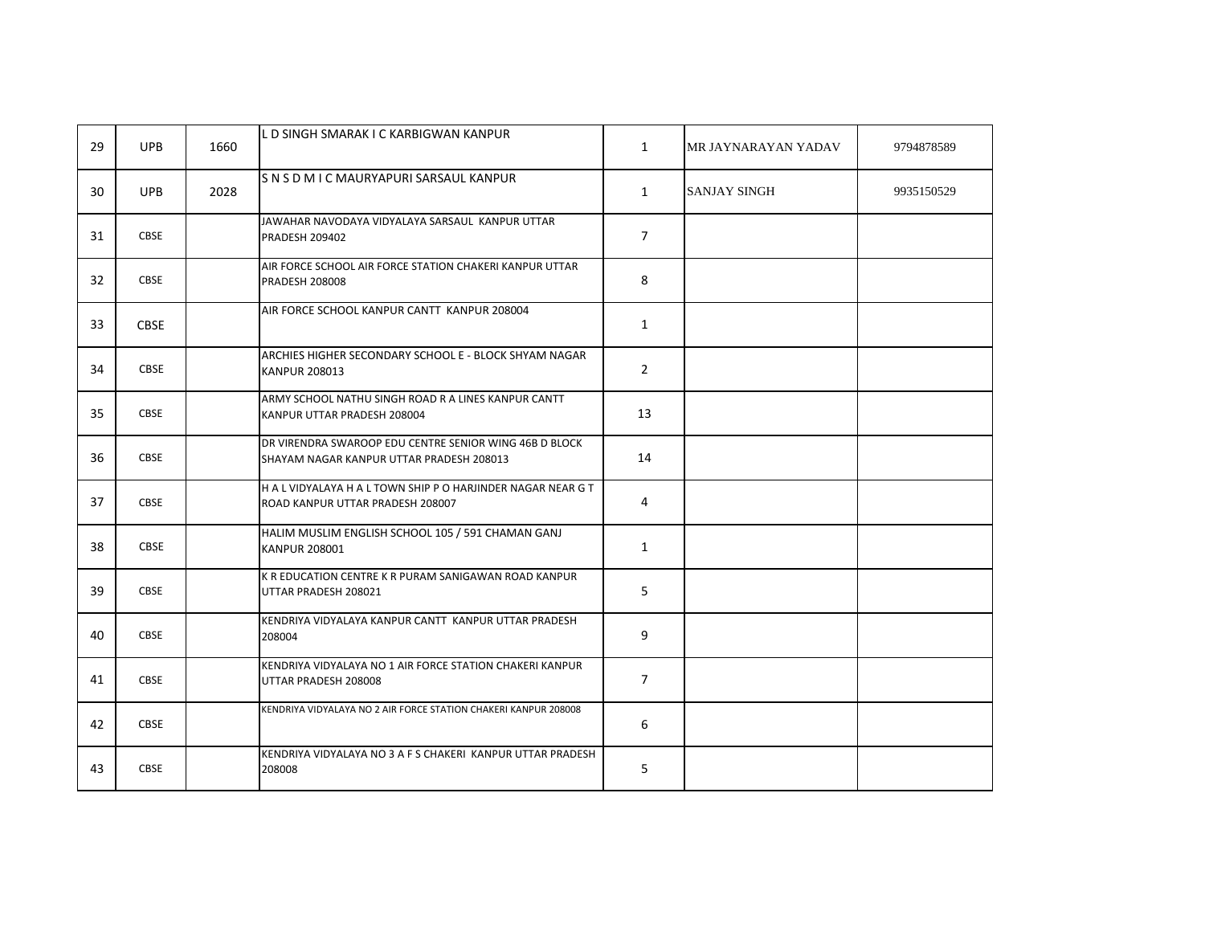| 29 | UPB | 1660 | L D SINGH SMARAK I C KARBIGWAN KANPUR | 1 | MR JAYNARAYAN YADAV | 9794878589 |
|---|---|---|---|---|---|---|
| 30 | UPB | 2028 | S N S D M I C MAURYAPURI SARSAUL KANPUR | 1 | SANJAY SINGH | 9935150529 |
| 31 | CBSE | | JAWAHAR NAVODAYA VIDYALAYA SARSAUL KANPUR UTTAR PRADESH 209402 | 7 | | |
| 32 | CBSE | | AIR FORCE SCHOOL AIR FORCE STATION CHAKERI KANPUR UTTAR PRADESH 208008 | 8 | | |
| 33 | CBSE | | AIR FORCE SCHOOL KANPUR CANTT KANPUR 208004 | 1 | | |
| 34 | CBSE | | ARCHIES HIGHER SECONDARY SCHOOL E - BLOCK SHYAM NAGAR KANPUR 208013 | 2 | | |
| 35 | CBSE | | ARMY SCHOOL NATHU SINGH ROAD R A LINES KANPUR CANTT KANPUR UTTAR PRADESH 208004 | 13 | | |
| 36 | CBSE | | DR VIRENDRA SWAROOP EDU CENTRE SENIOR WING 46B D BLOCK SHAYAM NAGAR KANPUR UTTAR PRADESH 208013 | 14 | | |
| 37 | CBSE | | H A L VIDYALAYA H A L TOWN SHIP P O HARJINDER NAGAR NEAR G T ROAD KANPUR UTTAR PRADESH 208007 | 4 | | |
| 38 | CBSE | | HALIM MUSLIM ENGLISH SCHOOL 105 / 591 CHAMAN GANJ KANPUR 208001 | 1 | | |
| 39 | CBSE | | K R EDUCATION CENTRE K R PURAM SANIGAWAN ROAD KANPUR UTTAR PRADESH 208021 | 5 | | |
| 40 | CBSE | | KENDRIYA VIDYALAYA KANPUR CANTT KANPUR UTTAR PRADESH 208004 | 9 | | |
| 41 | CBSE | | KENDRIYA VIDYALAYA NO 1 AIR FORCE STATION CHAKERI KANPUR UTTAR PRADESH 208008 | 7 | | |
| 42 | CBSE | | KENDRIYA VIDYALAYA NO 2 AIR FORCE STATION CHAKERI KANPUR 208008 | 6 | | |
| 43 | CBSE | | KENDRIYA VIDYALAYA NO 3 A F S CHAKERI KANPUR UTTAR PRADESH 208008 | 5 | | |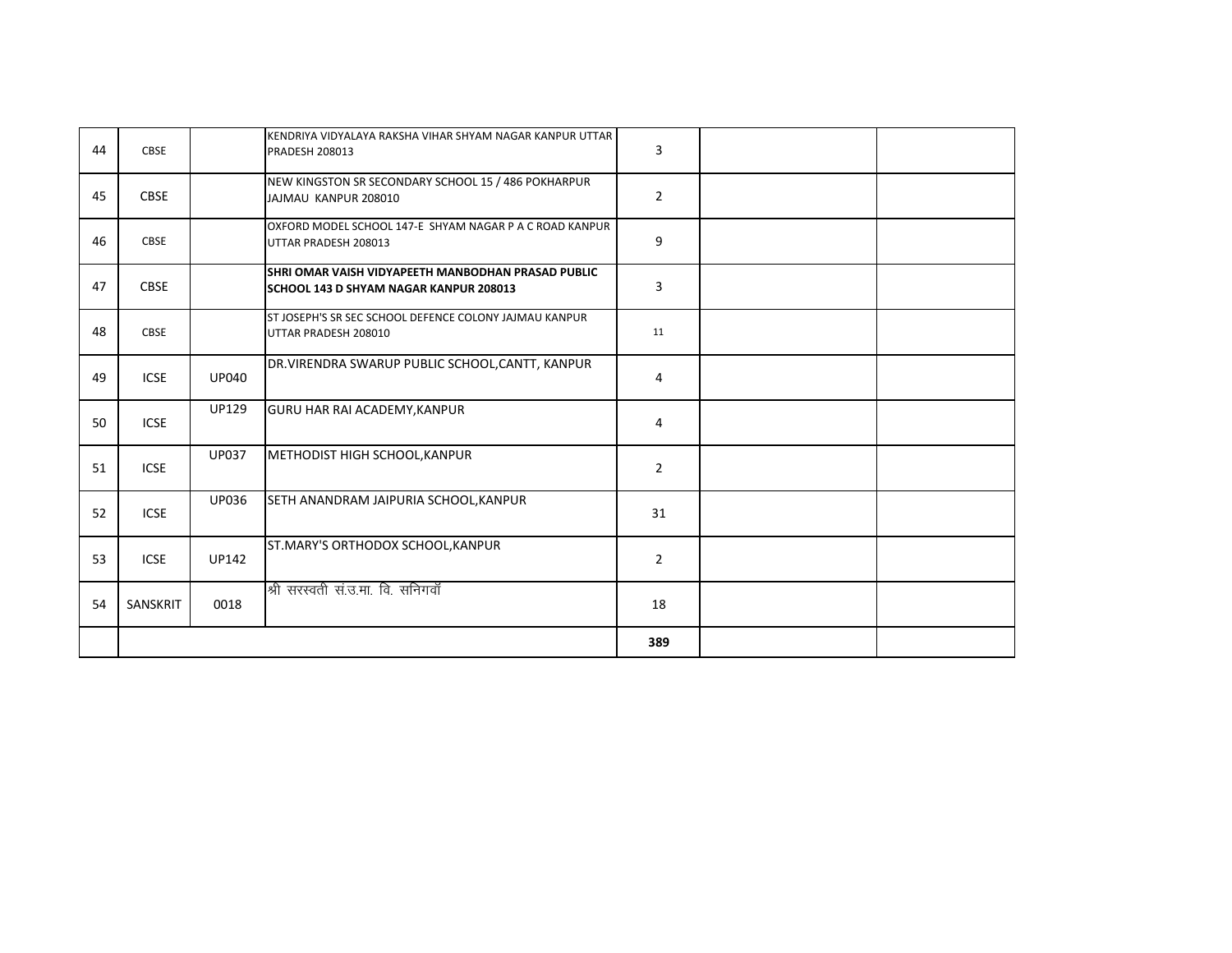| | | | | | | |
|---|---|---|---|---|---|---|
| 44 | CBSE | | KENDRIYA VIDYALAYA RAKSHA VIHAR SHYAM NAGAR KANPUR UTTAR PRADESH 208013 | 3 | | |
| 45 | CBSE | | NEW KINGSTON SR SECONDARY SCHOOL 15 / 486 POKHARPUR JAJMAU KANPUR 208010 | 2 | | |
| 46 | CBSE | | OXFORD MODEL SCHOOL 147-E SHYAM NAGAR P A C ROAD KANPUR UTTAR PRADESH 208013 | 9 | | |
| 47 | CBSE | | **SHRI OMAR VAISH VIDYAPEETH MANBODHAN PRASAD PUBLIC SCHOOL 143 D SHYAM NAGAR KANPUR 208013** | 3 | | |
| 48 | CBSE | | ST JOSEPH'S SR SEC SCHOOL DEFENCE COLONY JAJMAU KANPUR UTTAR PRADESH 208010 | 11 | | |
| 49 | ICSE | UP040 | DR.VIRENDRA SWARUP PUBLIC SCHOOL,CANTT, KANPUR | 4 | | |
| 50 | ICSE | UP129 | GURU HAR RAI ACADEMY,KANPUR | 4 | | |
| 51 | ICSE | UP037 | METHODIST HIGH SCHOOL,KANPUR | 2 | | |
| 52 | ICSE | UP036 | SETH ANANDRAM JAIPURIA SCHOOL,KANPUR | 31 | | |
| 53 | ICSE | UP142 | ST.MARY'S ORTHODOX SCHOOL,KANPUR | 2 | | |
| 54 | SANSKRIT | 0018 | श्री सरस्वती सं.उ.मा. वि. सनिगवॉ | 18 | | |
| | | | | **389** | | |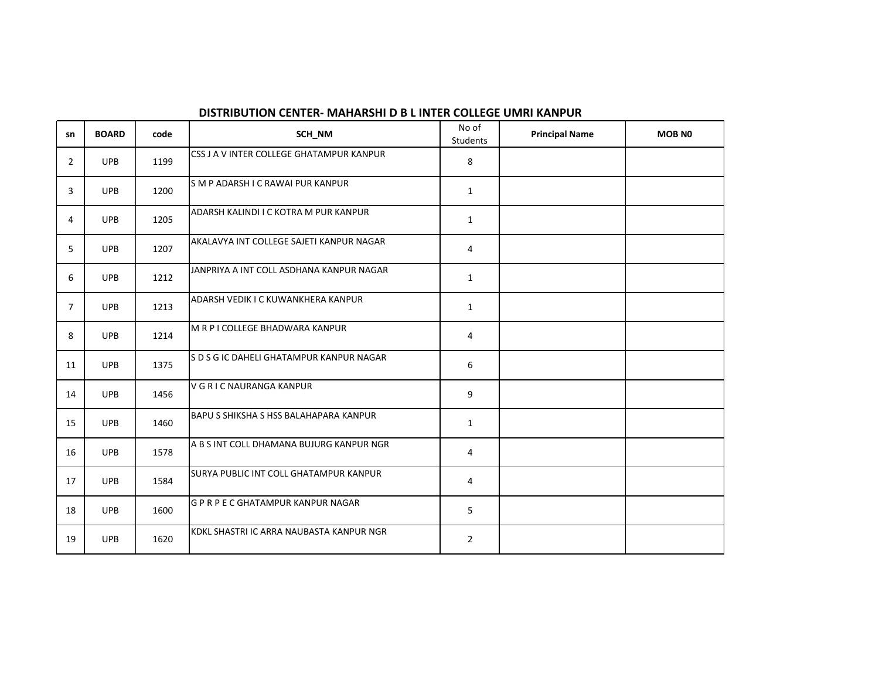### DISTRIBUTION CENTER- MAHARSHI D B L INTER COLLEGE UMRI KANPUR

| sn | BOARD | code | SCH_NM | No of Students | Principal Name | MOB N0 |
|---|---|---|---|---|---|---|
| 2 | UPB | 1199 | CSS J A V INTER COLLEGE GHATAMPUR KANPUR | 8 | | |
| 3 | UPB | 1200 | S M P ADARSH I C RAWAI PUR KANPUR | 1 | | |
| 4 | UPB | 1205 | ADARSH KALINDI I C KOTRA M PUR KANPUR | 1 | | |
| 5 | UPB | 1207 | AKALAVYA INT COLLEGE SAJETI KANPUR NAGAR | 4 | | |
| 6 | UPB | 1212 | JANPRIYA A INT COLL ASDHANA KANPUR NAGAR | 1 | | |
| 7 | UPB | 1213 | ADARSH VEDIK I C KUWANKHERA KANPUR | 1 | | |
| 8 | UPB | 1214 | M R P I COLLEGE BHADWARA KANPUR | 4 | | |
| 11 | UPB | 1375 | S D S G IC DAHELI GHATAMPUR KANPUR NAGAR | 6 | | |
| 14 | UPB | 1456 | V G R I C NAURANGA KANPUR | 9 | | |
| 15 | UPB | 1460 | BAPU S SHIKSHA S HSS BALAHAPARA KANPUR | 1 | | |
| 16 | UPB | 1578 | A B S INT COLL DHAMANA BUJURG KANPUR NGR | 4 | | |
| 17 | UPB | 1584 | SURYA PUBLIC INT COLL GHATAMPUR KANPUR | 4 | | |
| 18 | UPB | 1600 | G P R P E C GHATAMPUR KANPUR NAGAR | 5 | | |
| 19 | UPB | 1620 | KDKL SHASTRI IC ARRA NAUBASTA KANPUR NGR | 2 | | |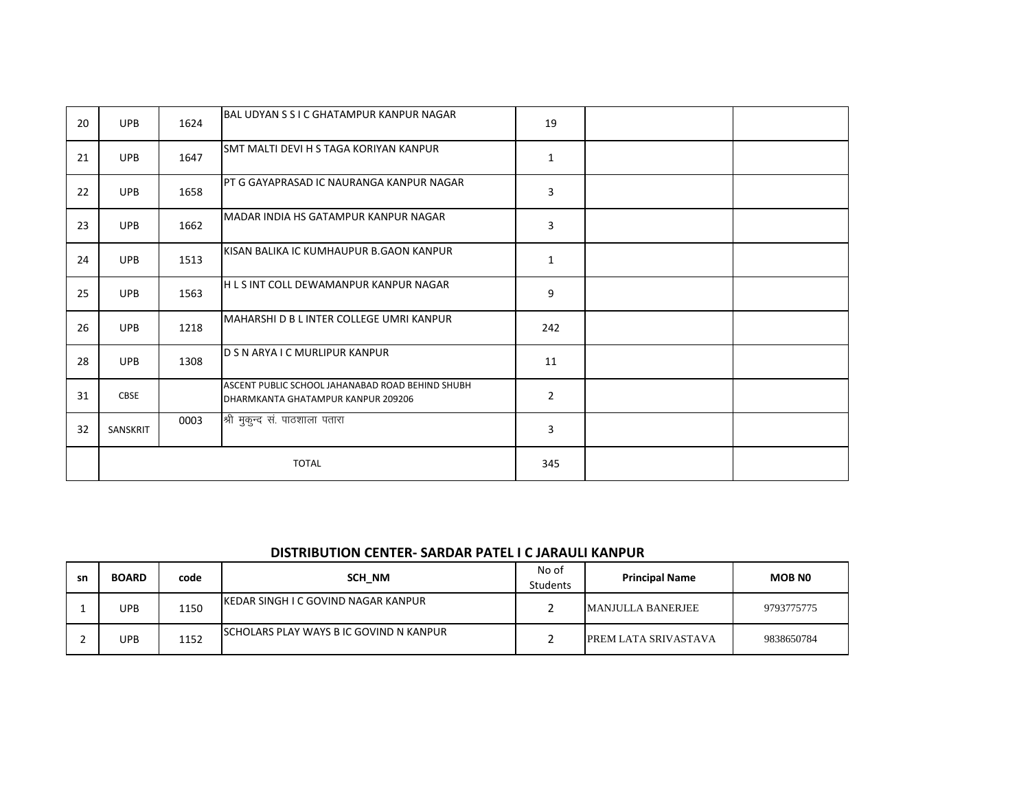| | | | | | | |
|---|---|---|---|---|---|---|
| 20 | UPB | 1624 | BAL UDYAN S S I C GHATAMPUR KANPUR NAGAR | 19 | | |
| 21 | UPB | 1647 | SMT MALTI DEVI H S TAGA KORIYAN KANPUR | 1 | | |
| 22 | UPB | 1658 | PT G GAYAPRASAD IC NAURANGA KANPUR NAGAR | 3 | | |
| 23 | UPB | 1662 | MADAR INDIA HS GATAMPUR KANPUR NAGAR | 3 | | |
| 24 | UPB | 1513 | KISAN BALIKA IC KUMHAUPUR B.GAON KANPUR | 1 | | |
| 25 | UPB | 1563 | H L S INT COLL DEWAMANPUR KANPUR NAGAR | 9 | | |
| 26 | UPB | 1218 | MAHARSHI D B L INTER COLLEGE UMRI KANPUR | 242 | | |
| 28 | UPB | 1308 | D S N ARYA I C MURLIPUR KANPUR | 11 | | |
| 31 | CBSE | | ASCENT PUBLIC SCHOOL JAHANABAD ROAD BEHIND SHUBH DHARMKANTA GHATAMPUR KANPUR 209206 | 2 | | |
| 32 | SANSKRIT | 0003 | श्री मुकुन्द सं. पाठशाला पतारा | 3 | | |
| | TOTAL | | | 345 | | |

## DISTRIBUTION CENTER- SARDAR PATEL I C JARAULI KANPUR

| sn | BOARD | code | SCH_NM | No of Students | Principal Name | MOB N0 |
|---|---|---|---|---|---|---|
| 1 | UPB | 1150 | KEDAR SINGH I C GOVIND NAGAR KANPUR | 2 | MANJULLA BANERJEE | 9793775775 |
| 2 | UPB | 1152 | SCHOLARS PLAY WAYS B IC GOVIND N KANPUR | 2 | PREM LATA SRIVASTAVA | 9838650784 |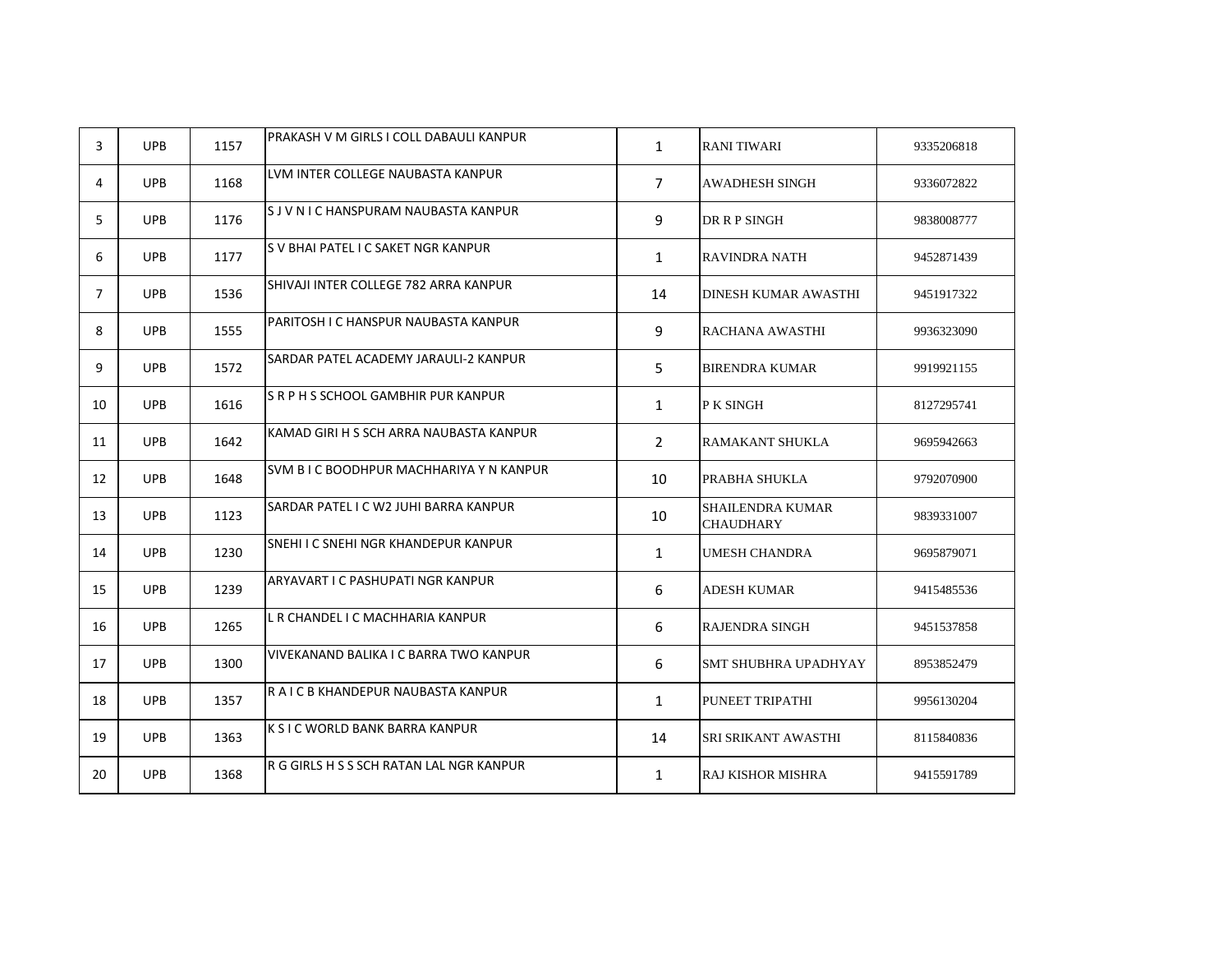| | | | | | | |
|---|---|---|---|---|---|---|
| 3 | UPB | 1157 | PRAKASH V M GIRLS I COLL DABAULI KANPUR | 1 | RANI TIWARI | 9335206818 |
| 4 | UPB | 1168 | LVM INTER COLLEGE NAUBASTA KANPUR | 7 | AWADHESH SINGH | 9336072822 |
| 5 | UPB | 1176 | S J V N I C HANSPURAM NAUBASTA KANPUR | 9 | DR R P SINGH | 9838008777 |
| 6 | UPB | 1177 | S V BHAI PATEL I C SAKET NGR KANPUR | 1 | RAVINDRA NATH | 9452871439 |
| 7 | UPB | 1536 | SHIVAJI INTER COLLEGE 782 ARRA KANPUR | 14 | DINESH KUMAR AWASTHI | 9451917322 |
| 8 | UPB | 1555 | PARITOSH I C HANSPUR NAUBASTA KANPUR | 9 | RACHANA AWASTHI | 9936323090 |
| 9 | UPB | 1572 | SARDAR PATEL ACADEMY JARAULI-2 KANPUR | 5 | BIRENDRA KUMAR | 9919921155 |
| 10 | UPB | 1616 | S R P H S SCHOOL GAMBHIR PUR KANPUR | 1 | P K SINGH | 8127295741 |
| 11 | UPB | 1642 | KAMAD GIRI H S SCH ARRA NAUBASTA KANPUR | 2 | RAMAKANT SHUKLA | 9695942663 |
| 12 | UPB | 1648 | SVM B I C BOODHPUR MACHHARIYA Y N KANPUR | 10 | PRABHA SHUKLA | 9792070900 |
| 13 | UPB | 1123 | SARDAR PATEL I C W2 JUHI BARRA KANPUR | 10 | SHAILENDRA KUMAR CHAUDHARY | 9839331007 |
| 14 | UPB | 1230 | SNEHI I C SNEHI NGR KHANDEPUR KANPUR | 1 | UMESH CHANDRA | 9695879071 |
| 15 | UPB | 1239 | ARYAVART I C PASHUPATI NGR KANPUR | 6 | ADESH KUMAR | 9415485536 |
| 16 | UPB | 1265 | L R CHANDEL I C MACHHARIA KANPUR | 6 | RAJENDRA SINGH | 9451537858 |
| 17 | UPB | 1300 | VIVEKANAND BALIKA I C BARRA TWO KANPUR | 6 | SMT SHUBHRA UPADHYAY | 8953852479 |
| 18 | UPB | 1357 | R A I C B KHANDEPUR NAUBASTA KANPUR | 1 | PUNEET TRIPATHI | 9956130204 |
| 19 | UPB | 1363 | K S I C WORLD BANK BARRA KANPUR | 14 | SRI SRIKANT AWASTHI | 8115840836 |
| 20 | UPB | 1368 | R G GIRLS H S S SCH RATAN LAL NGR KANPUR | 1 | RAJ KISHOR MISHRA | 9415591789 |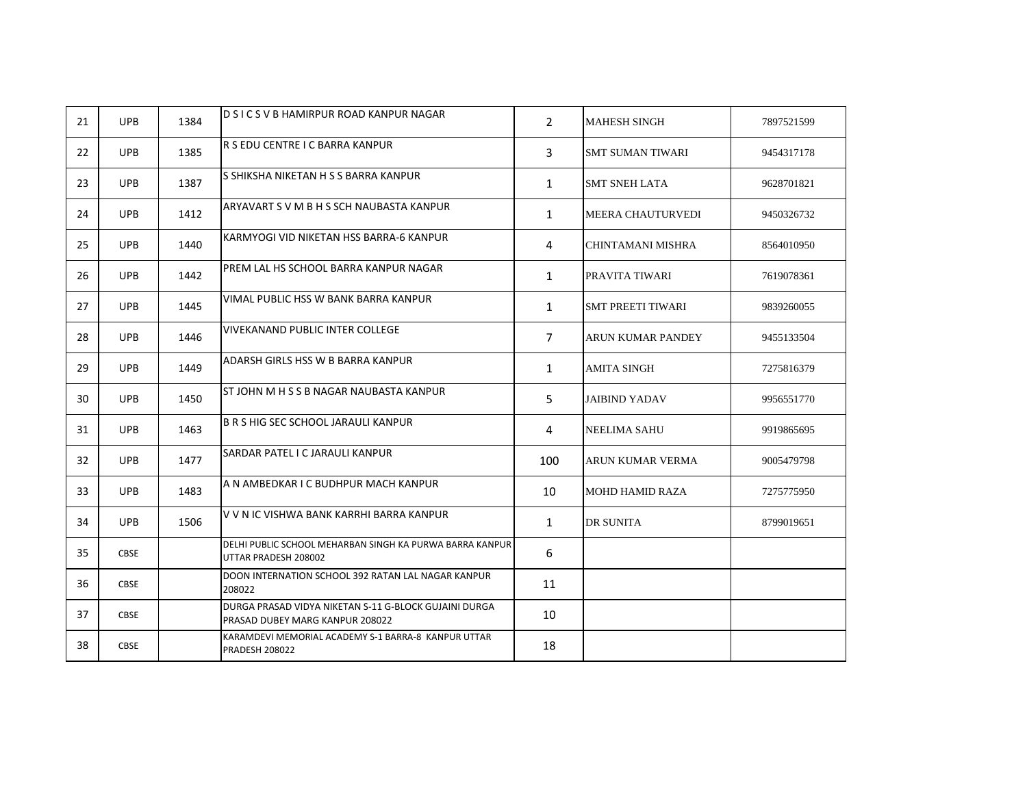| 21 | UPB | 1384 | D S I C S V B HAMIRPUR ROAD KANPUR NAGAR | 2 | MAHESH SINGH | 7897521599 |
|---|---|---|---|---|---|---|
| 22 | UPB | 1385 | R S EDU CENTRE I C BARRA KANPUR | 3 | SMT SUMAN TIWARI | 9454317178 |
| 23 | UPB | 1387 | S SHIKSHA NIKETAN H S S BARRA KANPUR | 1 | SMT SNEH LATA | 9628701821 |
| 24 | UPB | 1412 | ARYAVART S V M B H S SCH NAUBASTA KANPUR | 1 | MEERA CHAUTURVEDI | 9450326732 |
| 25 | UPB | 1440 | KARMYOGI VID NIKETAN HSS BARRA-6 KANPUR | 4 | CHINTAMANI MISHRA | 8564010950 |
| 26 | UPB | 1442 | PREM LAL HS SCHOOL BARRA KANPUR NAGAR | 1 | PRAVITA TIWARI | 7619078361 |
| 27 | UPB | 1445 | VIMAL PUBLIC HSS W BANK BARRA KANPUR | 1 | SMT PREETI TIWARI | 9839260055 |
| 28 | UPB | 1446 | VIVEKANAND PUBLIC INTER COLLEGE | 7 | ARUN KUMAR PANDEY | 9455133504 |
| 29 | UPB | 1449 | ADARSH GIRLS HSS W B BARRA KANPUR | 1 | AMITA SINGH | 7275816379 |
| 30 | UPB | 1450 | ST JOHN M H S S B NAGAR NAUBASTA KANPUR | 5 | JAIBIND YADAV | 9956551770 |
| 31 | UPB | 1463 | B R S HIG SEC SCHOOL JARAULI KANPUR | 4 | NEELIMA SAHU | 9919865695 |
| 32 | UPB | 1477 | SARDAR PATEL I C JARAULI KANPUR | 100 | ARUN KUMAR VERMA | 9005479798 |
| 33 | UPB | 1483 | A N AMBEDKAR I C BUDHPUR MACH KANPUR | 10 | MOHD HAMID RAZA | 7275775950 |
| 34 | UPB | 1506 | V V N IC VISHWA BANK KARRHI BARRA KANPUR | 1 | DR SUNITA | 8799019651 |
| 35 | CBSE | | DELHI PUBLIC SCHOOL MEHARBAN SINGH KA PURWA BARRA KANPUR UTTAR PRADESH 208002 | 6 | | |
| 36 | CBSE | | DOON INTERNATION SCHOOL 392 RATAN LAL NAGAR KANPUR 208022 | 11 | | |
| 37 | CBSE | | DURGA PRASAD VIDYA NIKETAN S-11 G-BLOCK GUJAINI DURGA PRASAD DUBEY MARG KANPUR 208022 | 10 | | |
| 38 | CBSE | | KARAMDEVI MEMORIAL ACADEMY S-1 BARRA-8 KANPUR UTTAR PRADESH 208022 | 18 | | |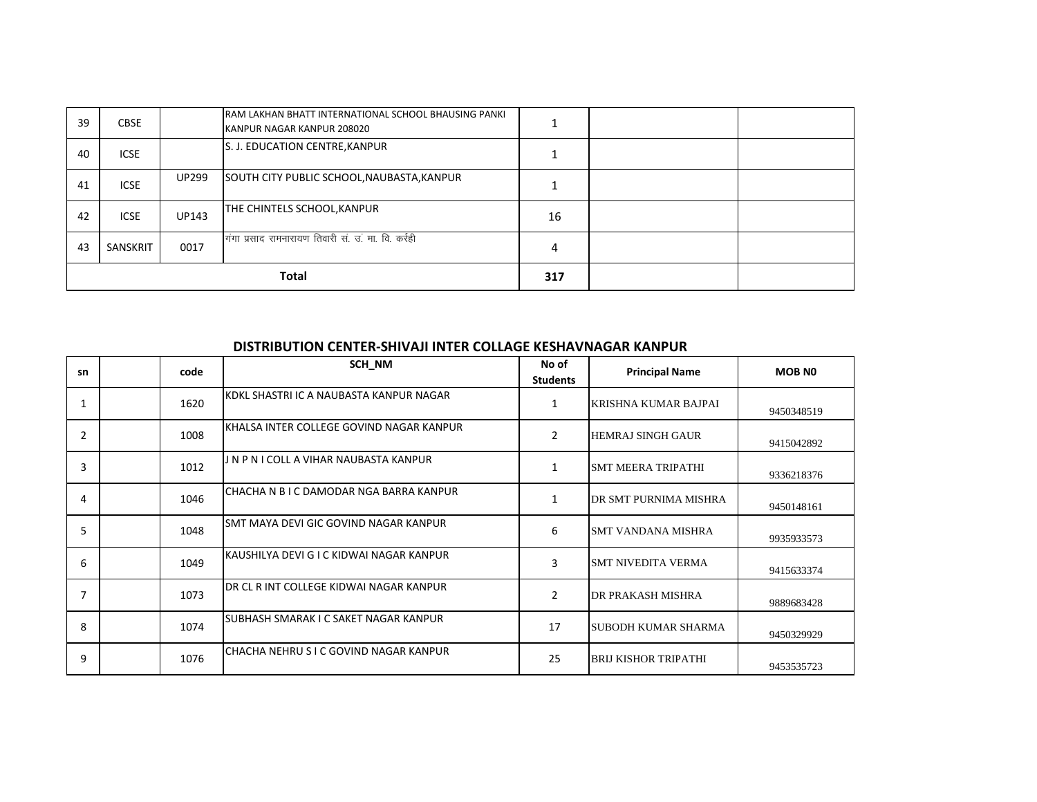| 39 | CBSE | | RAM LAKHAN BHATT INTERNATIONAL SCHOOL BHAUSING PANKI KANPUR NAGAR KANPUR 208020 | 1 | | |
|---|---|---|---|---|---|---|
| 40 | ICSE | | S. J. EDUCATION CENTRE,KANPUR | 1 | | |
| 41 | ICSE | UP299 | SOUTH CITY PUBLIC SCHOOL,NAUBASTA,KANPUR | 1 | | |
| 42 | ICSE | UP143 | THE CHINTELS SCHOOL,KANPUR | 16 | | |
| 43 | SANSKRIT | 0017 | गंगा प्रसाद रामनारायण तिवारी सं. उ. मा. वि. कर्रही | 4 | | |
| **Total** | | | | **317** | | |

## DISTRIBUTION CENTER-SHIVAJI INTER COLLAGE KESHAVNAGAR KANPUR

| sn | | code | SCH_NM | No of Students | Principal Name | MOB N0 |
|---|---|---|---|---|---|---|
| 1 | | 1620 | KDKL SHASTRI IC A NAUBASTA KANPUR NAGAR | 1 | KRISHNA KUMAR BAJPAI | 9450348519 |
| 2 | | 1008 | KHALSA INTER COLLEGE GOVIND NAGAR KANPUR | 2 | HEMRAJ SINGH GAUR | 9415042892 |
| 3 | | 1012 | J N P N I COLL A VIHAR NAUBASTA KANPUR | 1 | SMT MEERA TRIPATHI | 9336218376 |
| 4 | | 1046 | CHACHA N B I C DAMODAR NGA BARRA KANPUR | 1 | DR SMT PURNIMA MISHRA | 9450148161 |
| 5 | | 1048 | SMT MAYA DEVI GIC GOVIND NAGAR KANPUR | 6 | SMT VANDANA MISHRA | 9935933573 |
| 6 | | 1049 | KAUSHILYA DEVI G I C KIDWAI NAGAR KANPUR | 3 | SMT NIVEDITA VERMA | 9415633374 |
| 7 | | 1073 | DR CL R INT COLLEGE KIDWAI NAGAR KANPUR | 2 | DR PRAKASH MISHRA | 9889683428 |
| 8 | | 1074 | SUBHASH SMARAK I C SAKET NAGAR KANPUR | 17 | SUBODH KUMAR SHARMA | 9450329929 |
| 9 | | 1076 | CHACHA NEHRU S I C GOVIND NAGAR KANPUR | 25 | BRIJ KISHOR TRIPATHI | 9453535723 |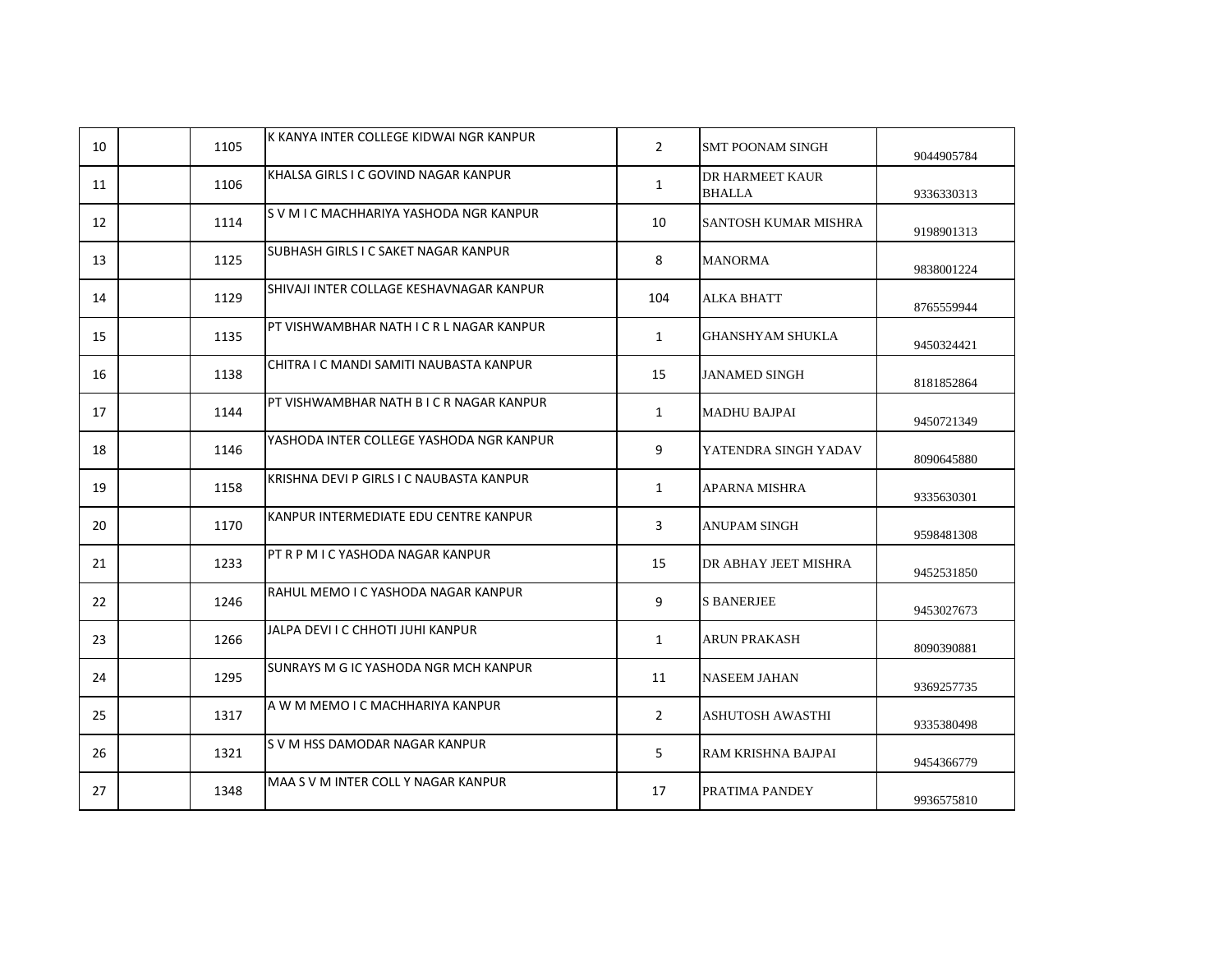| | | | | | | |
|---|---|---|---|---|---|---|
| 10 | | 1105 | K KANYA INTER COLLEGE KIDWAI NGR KANPUR | 2 | SMT POONAM SINGH | 9044905784 |
| 11 | | 1106 | KHALSA GIRLS I C GOVIND NAGAR KANPUR | 1 | DR HARMEET KAUR BHALLA | 9336330313 |
| 12 | | 1114 | S V M I C MACHHARIYA YASHODA NGR KANPUR | 10 | SANTOSH KUMAR MISHRA | 9198901313 |
| 13 | | 1125 | SUBHASH GIRLS I C SAKET NAGAR KANPUR | 8 | MANORMA | 9838001224 |
| 14 | | 1129 | SHIVAJI INTER COLLAGE KESHAVNAGAR KANPUR | 104 | ALKA BHATT | 8765559944 |
| 15 | | 1135 | PT VISHWAMBHAR NATH I C R L NAGAR KANPUR | 1 | GHANSHYAM SHUKLA | 9450324421 |
| 16 | | 1138 | CHITRA I C MANDI SAMITI NAUBASTA KANPUR | 15 | JANAMED SINGH | 8181852864 |
| 17 | | 1144 | PT VISHWAMBHAR NATH B I C R NAGAR KANPUR | 1 | MADHU BAJPAI | 9450721349 |
| 18 | | 1146 | YASHODA INTER COLLEGE YASHODA NGR KANPUR | 9 | YATENDRA SINGH YADAV | 8090645880 |
| 19 | | 1158 | KRISHNA DEVI P GIRLS I C NAUBASTA KANPUR | 1 | APARNA MISHRA | 9335630301 |
| 20 | | 1170 | KANPUR INTERMEDIATE EDU CENTRE KANPUR | 3 | ANUPAM SINGH | 9598481308 |
| 21 | | 1233 | PT R P M I C YASHODA NAGAR KANPUR | 15 | DR ABHAY JEET MISHRA | 9452531850 |
| 22 | | 1246 | RAHUL MEMO I C YASHODA NAGAR KANPUR | 9 | S BANERJEE | 9453027673 |
| 23 | | 1266 | JALPA DEVI I C CHHOTI JUHI KANPUR | 1 | ARUN PRAKASH | 8090390881 |
| 24 | | 1295 | SUNRAYS M G IC YASHODA NGR MCH KANPUR | 11 | NASEEM JAHAN | 9369257735 |
| 25 | | 1317 | A W M MEMO I C MACHHARIYA KANPUR | 2 | ASHUTOSH AWASTHI | 9335380498 |
| 26 | | 1321 | S V M HSS DAMODAR NAGAR KANPUR | 5 | RAM KRISHNA BAJPAI | 9454366779 |
| 27 | | 1348 | MAA S V M INTER COLL Y NAGAR KANPUR | 17 | PRATIMA PANDEY | 9936575810 |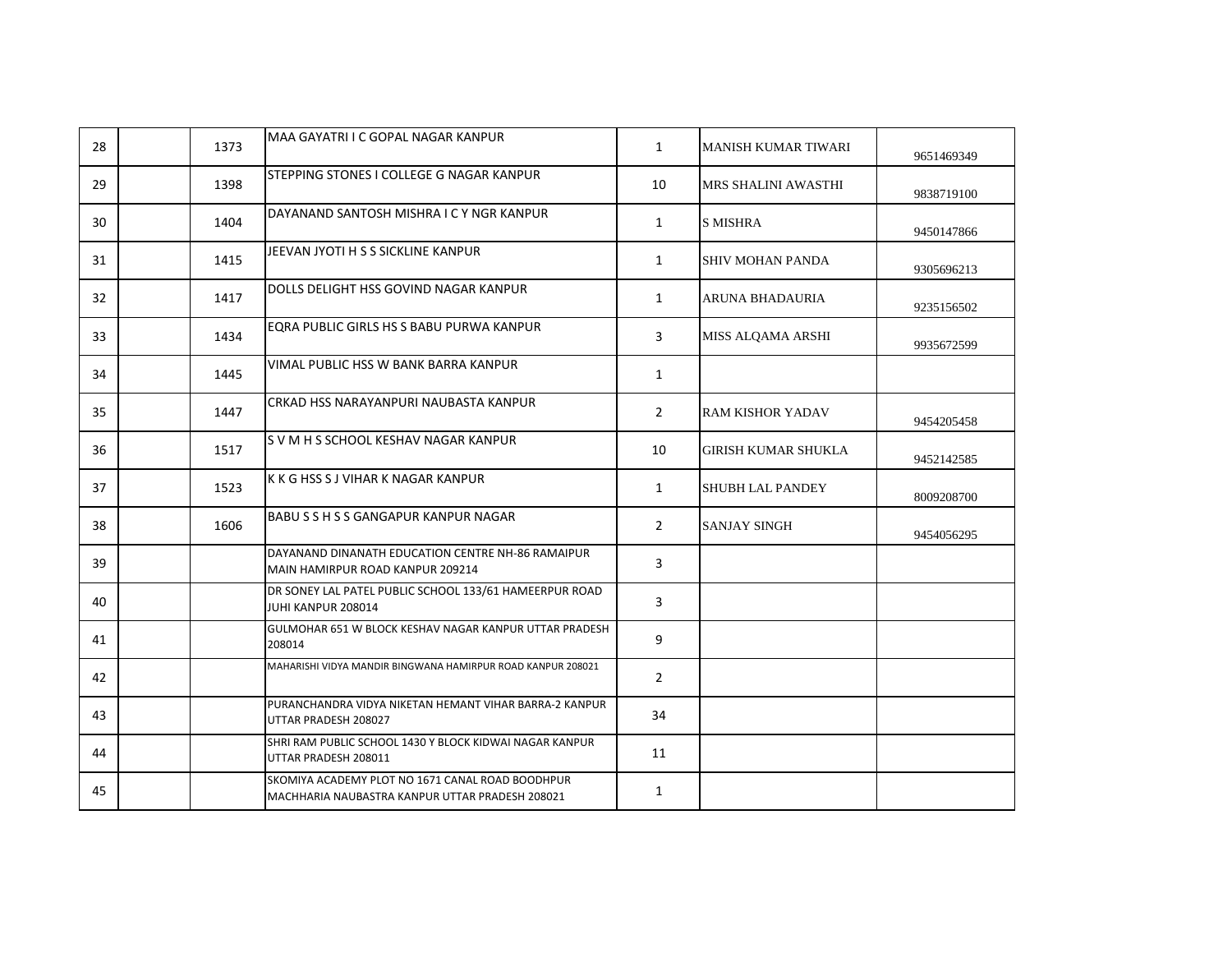| 28 | | 1373 | MAA GAYATRI I C GOPAL NAGAR KANPUR | 1 | MANISH KUMAR TIWARI | 9651469349 |
|---|---|---|---|---|---|---|
| 29 | | 1398 | STEPPING STONES I COLLEGE G NAGAR KANPUR | 10 | MRS SHALINI AWASTHI | 9838719100 |
| 30 | | 1404 | DAYANAND SANTOSH MISHRA I C Y NGR KANPUR | 1 | S MISHRA | 9450147866 |
| 31 | | 1415 | JEEVAN JYOTI H S S SICKLINE KANPUR | 1 | SHIV MOHAN PANDA | 9305696213 |
| 32 | | 1417 | DOLLS DELIGHT HSS GOVIND NAGAR KANPUR | 1 | ARUNA BHADAURIA | 9235156502 |
| 33 | | 1434 | EQRA PUBLIC GIRLS HS S BABU PURWA KANPUR | 3 | MISS ALQAMA ARSHI | 9935672599 |
| 34 | | 1445 | VIMAL PUBLIC HSS W BANK BARRA KANPUR | 1 | | |
| 35 | | 1447 | CRKAD HSS NARAYANPURI NAUBASTA KANPUR | 2 | RAM KISHOR YADAV | 9454205458 |
| 36 | | 1517 | S V M H S SCHOOL KESHAV NAGAR KANPUR | 10 | GIRISH KUMAR SHUKLA | 9452142585 |
| 37 | | 1523 | K K G HSS S J VIHAR K NAGAR KANPUR | 1 | SHUBH LAL PANDEY | 8009208700 |
| 38 | | 1606 | BABU S S H S S GANGAPUR KANPUR NAGAR | 2 | SANJAY SINGH | 9454056295 |
| 39 | | | DAYANAND DINANATH EDUCATION CENTRE NH-86 RAMAIPUR MAIN HAMIRPUR ROAD KANPUR 209214 | 3 | | |
| 40 | | | DR SONEY LAL PATEL PUBLIC SCHOOL 133/61 HAMEERPUR ROAD JUHI KANPUR 208014 | 3 | | |
| 41 | | | GULMOHAR 651 W BLOCK KESHAV NAGAR KANPUR UTTAR PRADESH 208014 | 9 | | |
| 42 | | | MAHARISHI VIDYA MANDIR BINGWANA HAMIRPUR ROAD KANPUR 208021 | 2 | | |
| 43 | | | PURANCHANDRA VIDYA NIKETAN HEMANT VIHAR BARRA-2 KANPUR UTTAR PRADESH 208027 | 34 | | |
| 44 | | | SHRI RAM PUBLIC SCHOOL 1430 Y BLOCK KIDWAI NAGAR KANPUR UTTAR PRADESH 208011 | 11 | | |
| 45 | | | SKOMIYA ACADEMY PLOT NO 1671 CANAL ROAD BOODHPUR MACHHARIA NAUBASTRA KANPUR UTTAR PRADESH 208021 | 1 | | |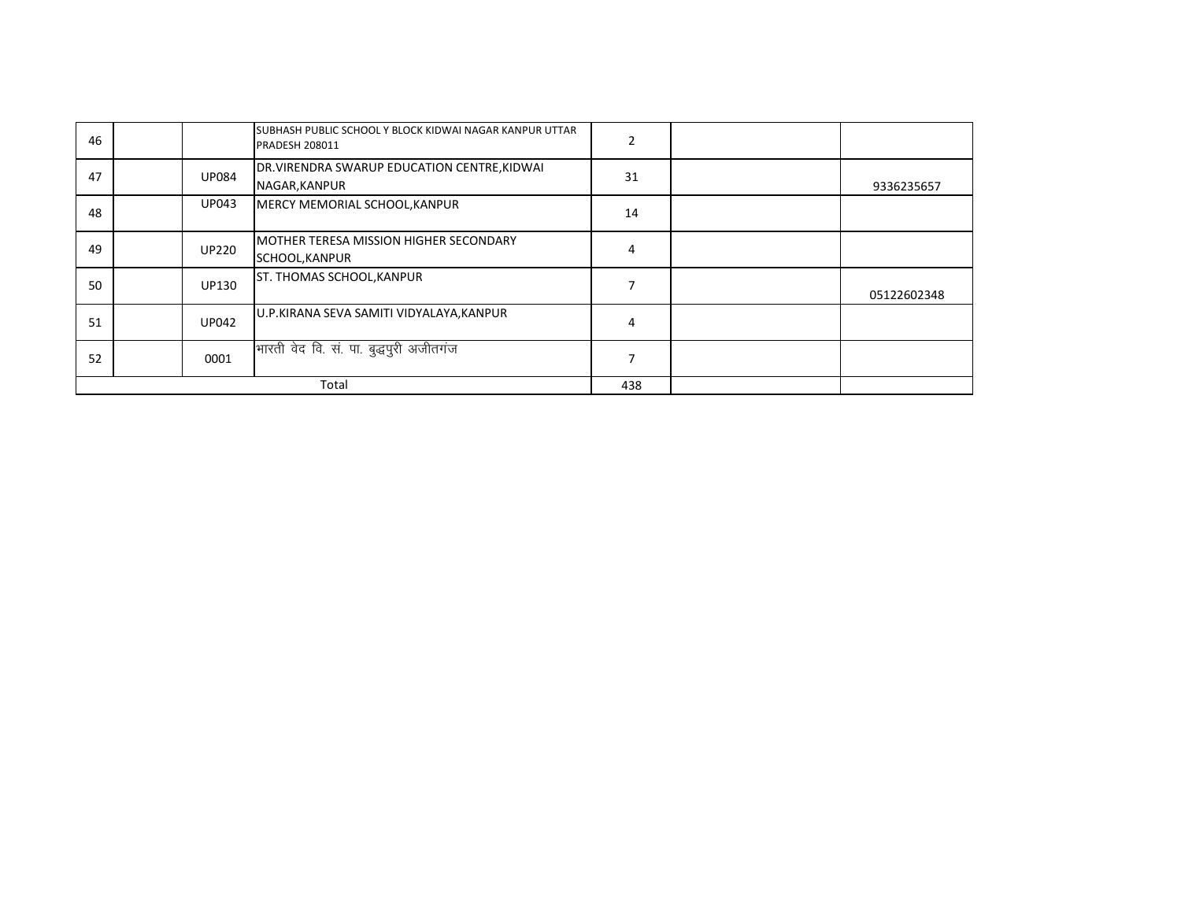| | | | | | | |
|---|---|---|---|---|---|---|
| 46 | | | SUBHASH PUBLIC SCHOOL Y BLOCK KIDWAI NAGAR KANPUR UTTAR PRADESH 208011 | 2 | | |
| 47 | | UP084 | DR.VIRENDRA SWARUP EDUCATION CENTRE,KIDWAI NAGAR,KANPUR | 31 | | 9336235657 |
| 48 | | UP043 | MERCY MEMORIAL SCHOOL,KANPUR | 14 | | |
| 49 | | UP220 | MOTHER TERESA MISSION HIGHER SECONDARY SCHOOL,KANPUR | 4 | | |
| 50 | | UP130 | ST. THOMAS SCHOOL,KANPUR | 7 | | 05122602348 |
| 51 | | UP042 | U.P.KIRANA SEVA SAMITI VIDYALAYA,KANPUR | 4 | | |
| 52 | | 0001 | भारती वेद वि. सं. पा. बुद्धपुरी अजीतगंज | 7 | | |
| Total | | | | 438 | | |